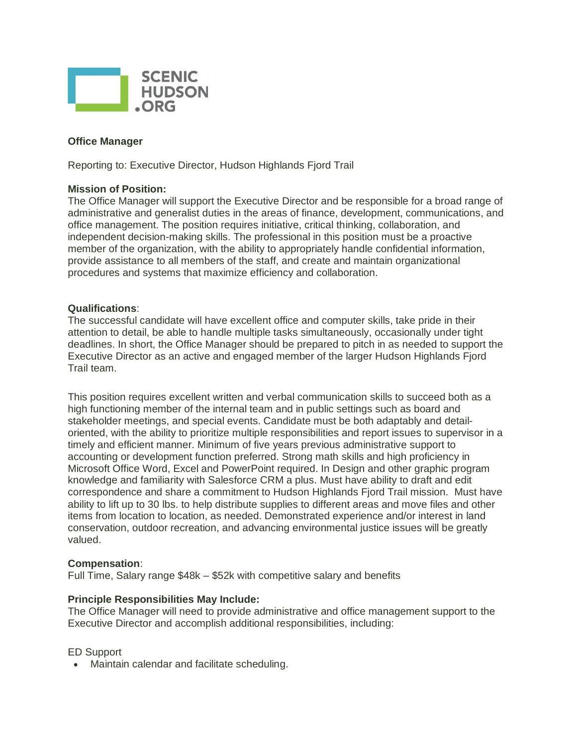SCENIC HUDSON .ORG

**Office Manager**

Reporting to: Executive Director, Hudson Highlands Fjord Trail

**Mission of Position:**
The Office Manager will support the Executive Director and be responsible for a broad range of administrative and generalist duties in the areas of finance, development, communications, and office management. The position requires initiative, critical thinking, collaboration, and independent decision-making skills. The professional in this position must be a proactive member of the organization, with the ability to appropriately handle confidential information, provide assistance to all members of the staff, and create and maintain organizational procedures and systems that maximize efficiency and collaboration.

**Qualifications**:
The successful candidate will have excellent office and computer skills, take pride in their attention to detail, be able to handle multiple tasks simultaneously, occasionally under tight deadlines. In short, the Office Manager should be prepared to pitch in as needed to support the Executive Director as an active and engaged member of the larger Hudson Highlands Fjord Trail team.

This position requires excellent written and verbal communication skills to succeed both as a high functioning member of the internal team and in public settings such as board and stakeholder meetings, and special events. Candidate must be both adaptably and detail-oriented, with the ability to prioritize multiple responsibilities and report issues to supervisor in a timely and efficient manner. Minimum of five years previous administrative support to accounting or development function preferred. Strong math skills and high proficiency in Microsoft Office Word, Excel and PowerPoint required. In Design and other graphic program knowledge and familiarity with Salesforce CRM a plus. Must have ability to draft and edit correspondence and share a commitment to Hudson Highlands Fjord Trail mission. Must have ability to lift up to 30 lbs. to help distribute supplies to different areas and move files and other items from location to location, as needed. Demonstrated experience and/or interest in land conservation, outdoor recreation, and advancing environmental justice issues will be greatly valued.

**Compensation**:
Full Time, Salary range $48k – $52k with competitive salary and benefits

**Principle Responsibilities May Include:**
The Office Manager will need to provide administrative and office management support to the Executive Director and accomplish additional responsibilities, including:

ED Support

- Maintain calendar and facilitate scheduling.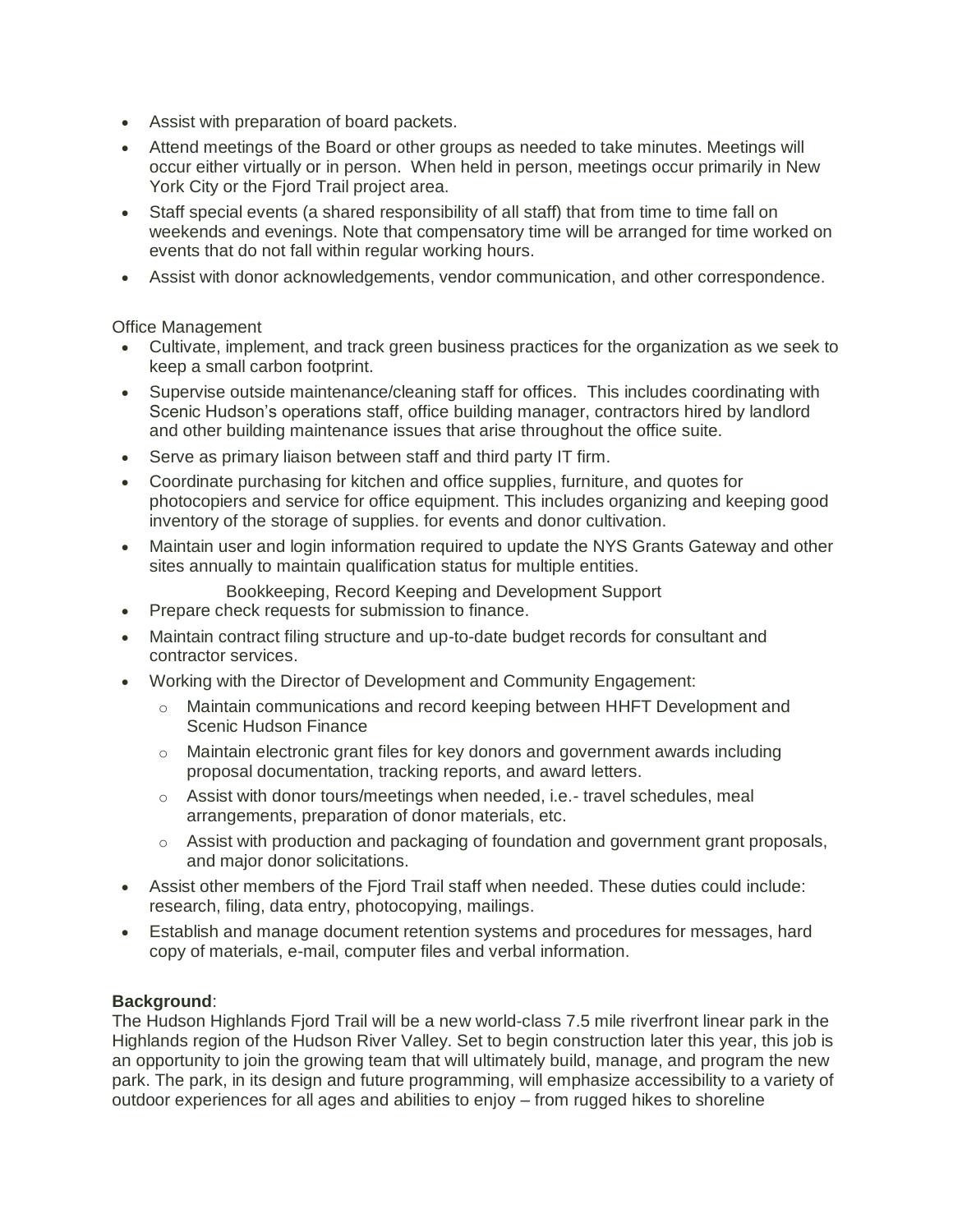- Assist with preparation of board packets.
- Attend meetings of the Board or other groups as needed to take minutes. Meetings will occur either virtually or in person. When held in person, meetings occur primarily in New York City or the Fjord Trail project area.
- Staff special events (a shared responsibility of all staff) that from time to time fall on weekends and evenings. Note that compensatory time will be arranged for time worked on events that do not fall within regular working hours.
- Assist with donor acknowledgements, vendor communication, and other correspondence.

Office Management

- Cultivate, implement, and track green business practices for the organization as we seek to keep a small carbon footprint.
- Supervise outside maintenance/cleaning staff for offices. This includes coordinating with Scenic Hudson's operations staff, office building manager, contractors hired by landlord and other building maintenance issues that arise throughout the office suite.
- Serve as primary liaison between staff and third party IT firm.
- Coordinate purchasing for kitchen and office supplies, furniture, and quotes for photocopiers and service for office equipment. This includes organizing and keeping good inventory of the storage of supplies. for events and donor cultivation.
- Maintain user and login information required to update the NYS Grants Gateway and other sites annually to maintain qualification status for multiple entities.

Bookkeeping, Record Keeping and Development Support

- Prepare check requests for submission to finance.
- Maintain contract filing structure and up-to-date budget records for consultant and contractor services.
- Working with the Director of Development and Community Engagement:
    - Maintain communications and record keeping between HHFT Development and Scenic Hudson Finance
    - Maintain electronic grant files for key donors and government awards including proposal documentation, tracking reports, and award letters.
    - Assist with donor tours/meetings when needed, i.e.- travel schedules, meal arrangements, preparation of donor materials, etc.
    - Assist with production and packaging of foundation and government grant proposals, and major donor solicitations.
- Assist other members of the Fjord Trail staff when needed. These duties could include: research, filing, data entry, photocopying, mailings.
- Establish and manage document retention systems and procedures for messages, hard copy of materials, e-mail, computer files and verbal information.

**Background**:
The Hudson Highlands Fjord Trail will be a new world-class 7.5 mile riverfront linear park in the Highlands region of the Hudson River Valley. Set to begin construction later this year, this job is an opportunity to join the growing team that will ultimately build, manage, and program the new park. The park, in its design and future programming, will emphasize accessibility to a variety of outdoor experiences for all ages and abilities to enjoy – from rugged hikes to shoreline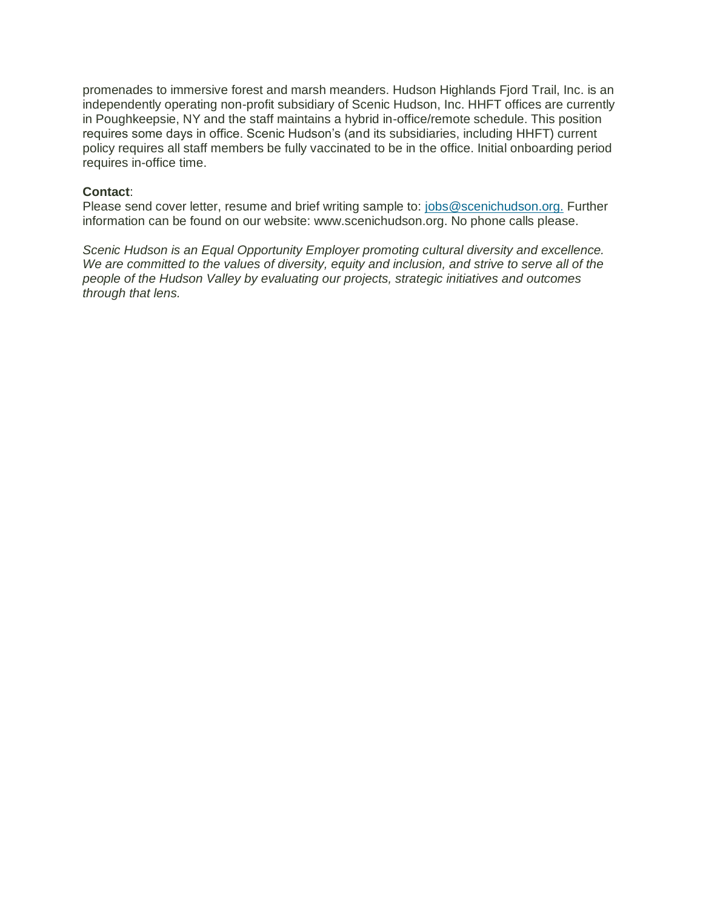promenades to immersive forest and marsh meanders. Hudson Highlands Fjord Trail, Inc. is an independently operating non-profit subsidiary of Scenic Hudson, Inc. HHFT offices are currently in Poughkeepsie, NY and the staff maintains a hybrid in-office/remote schedule. This position requires some days in office. Scenic Hudson's (and its subsidiaries, including HHFT) current policy requires all staff members be fully vaccinated to be in the office. Initial onboarding period requires in-office time.

**Contact**:
Please send cover letter, resume and brief writing sample to: jobs@scenichudson.org. Further information can be found on our website: www.scenichudson.org. No phone calls please.

*Scenic Hudson is an Equal Opportunity Employer promoting cultural diversity and excellence. We are committed to the values of diversity, equity and inclusion, and strive to serve all of the people of the Hudson Valley by evaluating our projects, strategic initiatives and outcomes through that lens.*